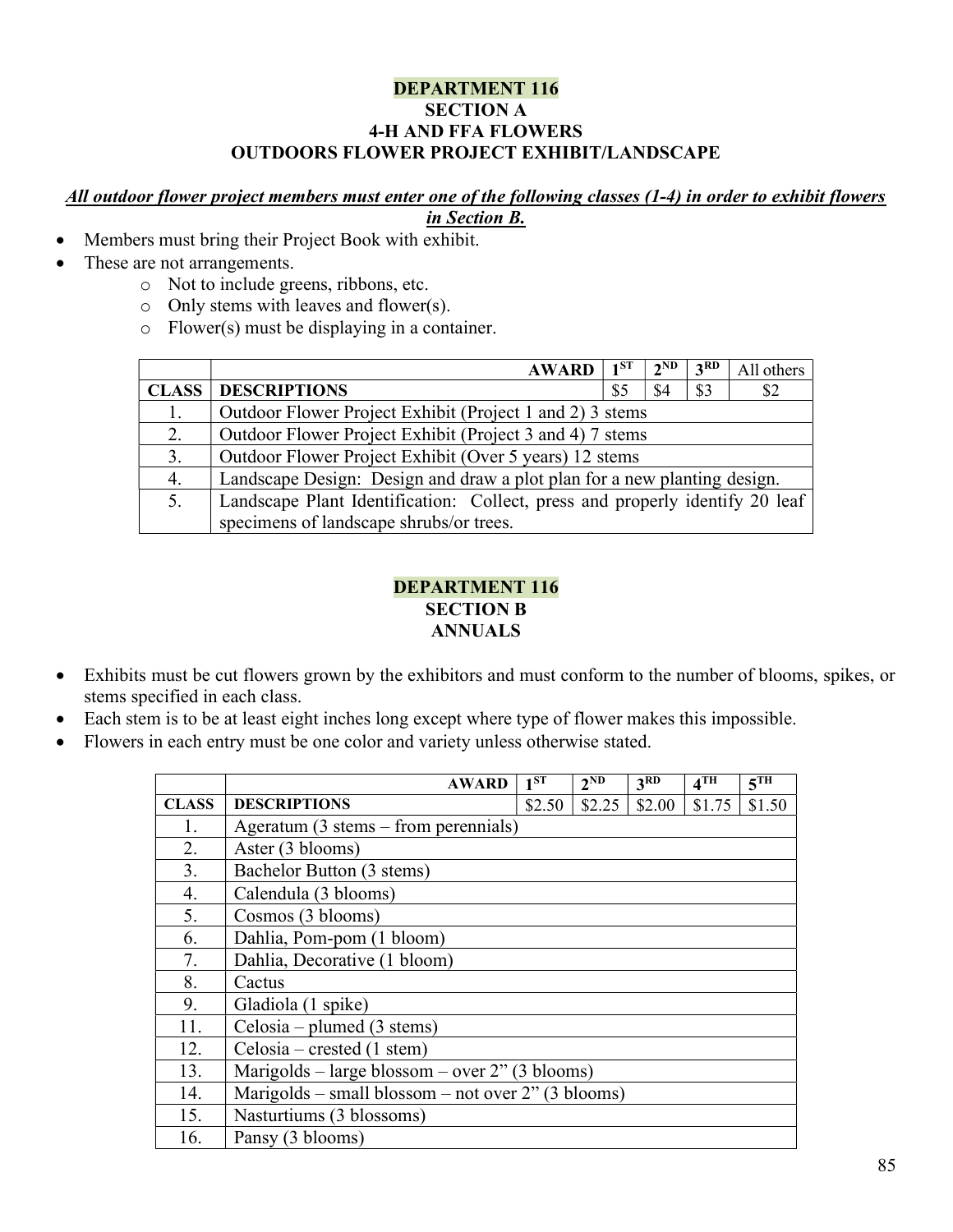## DEPARTMENT 116
## SECTION A
## 4-H AND FFA FLOWERS
## OUTDOORS FLOWER PROJECT EXHIBIT/LANDSCAPE

***All outdoor flower project members must enter one of the following classes (1-4) in order to exhibit flowers in Section B.***

- Members must bring their Project Book with exhibit.
- These are not arrangements.
    - Not to include greens, ribbons, etc.
    - Only stems with leaves and flower(s).
    - Flower(s) must be displaying in a container.

| | AWARD | 1ST | 2ND | 3RD | All others |
|---|---|---|---|---|---|
| **CLASS** | **DESCRIPTIONS** | $5 | $4 | $3 | $2 |
| 1. | Outdoor Flower Project Exhibit (Project 1 and 2) 3 stems | | | | |
| 2. | Outdoor Flower Project Exhibit (Project 3 and 4) 7 stems | | | | |
| 3. | Outdoor Flower Project Exhibit (Over 5 years) 12 stems | | | | |
| 4. | Landscape Design: Design and draw a plot plan for a new planting design. | | | | |
| 5. | Landscape Plant Identification: Collect, press and properly identify 20 leaf specimens of landscape shrubs/or trees. | | | | |

## DEPARTMENT 116
## SECTION B
## ANNUALS

- Exhibits must be cut flowers grown by the exhibitors and must conform to the number of blooms, spikes, or stems specified in each class.
- Each stem is to be at least eight inches long except where type of flower makes this impossible.
- Flowers in each entry must be one color and variety unless otherwise stated.

| | AWARD | 1ST | 2ND | 3RD | 4TH | 5TH |
|---|---|---|---|---|---|---|
| **CLASS** | **DESCRIPTIONS** | $2.50 | $2.25 | $2.00 | $1.75 | $1.50 |
| 1. | Ageratum (3 stems – from perennials) | | | | | |
| 2. | Aster (3 blooms) | | | | | |
| 3. | Bachelor Button (3 stems) | | | | | |
| 4. | Calendula (3 blooms) | | | | | |
| 5. | Cosmos (3 blooms) | | | | | |
| 6. | Dahlia, Pom-pom (1 bloom) | | | | | |
| 7. | Dahlia, Decorative (1 bloom) | | | | | |
| 8. | Cactus | | | | | |
| 9. | Gladiola (1 spike) | | | | | |
| 11. | Celosia – plumed (3 stems) | | | | | |
| 12. | Celosia – crested (1 stem) | | | | | |
| 13. | Marigolds – large blossom – over 2” (3 blooms) | | | | | |
| 14. | Marigolds – small blossom – not over 2” (3 blooms) | | | | | |
| 15. | Nasturtiums (3 blossoms) | | | | | |
| 16. | Pansy (3 blooms) | | | | | |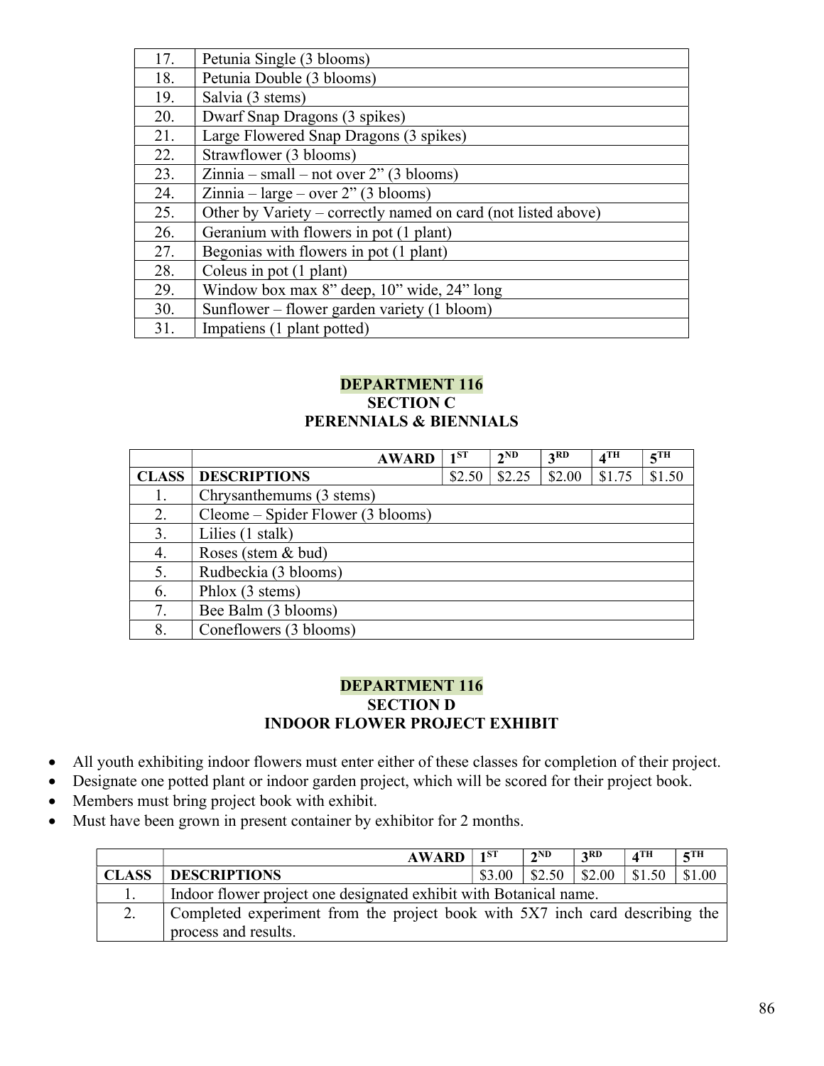| | |
|---|---|
| 17. | Petunia Single (3 blooms) |
| 18. | Petunia Double (3 blooms) |
| 19. | Salvia (3 stems) |
| 20. | Dwarf Snap Dragons (3 spikes) |
| 21. | Large Flowered Snap Dragons (3 spikes) |
| 22. | Strawflower (3 blooms) |
| 23. | Zinnia – small – not over 2" (3 blooms) |
| 24. | Zinnia – large – over 2" (3 blooms) |
| 25. | Other by Variety – correctly named on card (not listed above) |
| 26. | Geranium with flowers in pot (1 plant) |
| 27. | Begonias with flowers in pot (1 plant) |
| 28. | Coleus in pot (1 plant) |
| 29. | Window box max 8" deep, 10" wide, 24" long |
| 30. | Sunflower – flower garden variety (1 bloom) |
| 31. | Impatiens (1 plant potted) |

## DEPARTMENT 116
### SECTION C
### PERENNIALS & BIENNIALS

| | AWARD | 1ST | 2ND | 3RD | 4TH | 5TH |
|---|---|---|---|---|---|---|
| **CLASS** | **DESCRIPTIONS** | $2.50 | $2.25 | $2.00 | $1.75 | $1.50 |
| 1. | Chrysanthemums (3 stems) | | | | | |
| 2. | Cleome – Spider Flower (3 blooms) | | | | | |
| 3. | Lilies (1 stalk) | | | | | |
| 4. | Roses (stem & bud) | | | | | |
| 5. | Rudbeckia (3 blooms) | | | | | |
| 6. | Phlox (3 stems) | | | | | |
| 7. | Bee Balm (3 blooms) | | | | | |
| 8. | Coneflowers (3 blooms) | | | | | |

## DEPARTMENT 116
### SECTION D
### INDOOR FLOWER PROJECT EXHIBIT

- All youth exhibiting indoor flowers must enter either of these classes for completion of their project.
- Designate one potted plant or indoor garden project, which will be scored for their project book.
- Members must bring project book with exhibit.
- Must have been grown in present container by exhibitor for 2 months.

| | AWARD | 1ST | 2ND | 3RD | 4TH | 5TH |
|---|---|---|---|---|---|---|
| **CLASS** | **DESCRIPTIONS** | $3.00 | $2.50 | $2.00 | $1.50 | $1.00 |
| 1. | Indoor flower project one designated exhibit with Botanical name. | | | | | |
| 2. | Completed experiment from the project book with 5X7 inch card describing the process and results. | | | | | |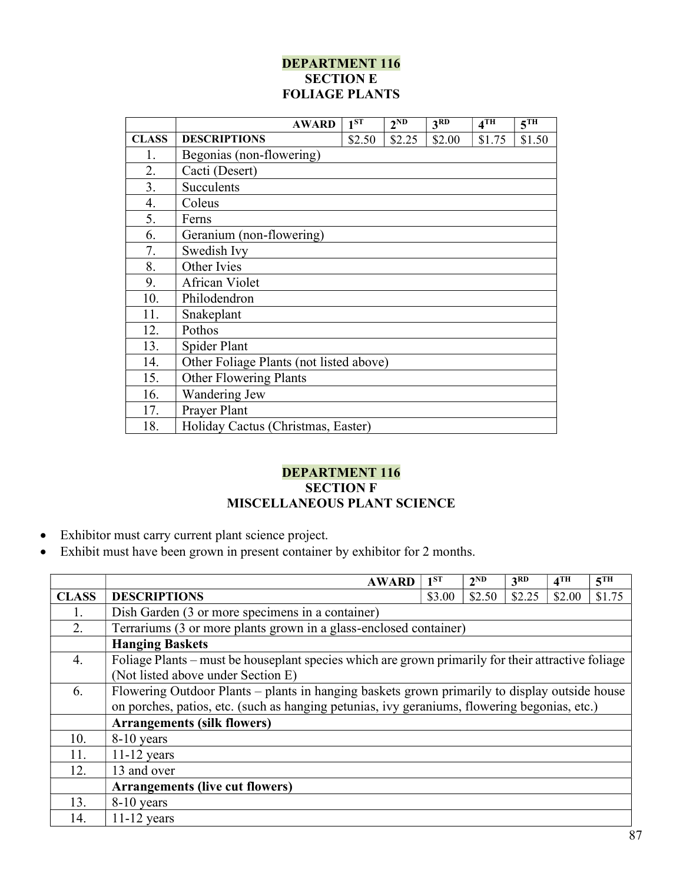## DEPARTMENT 116
### SECTION E
### FOLIAGE PLANTS

| | AWARD | 1[ST] | 2[ND] | 3[RD] | 4[TH] | 5[TH] |
|---|---|---|---|---|---|---|
| **CLASS** | **DESCRIPTIONS** | $2.50 | $2.25 | $2.00 | $1.75 | $1.50 |
| 1. | Begonias (non-flowering) | | | | | |
| 2. | Cacti (Desert) | | | | | |
| 3. | Succulents | | | | | |
| 4. | Coleus | | | | | |
| 5. | Ferns | | | | | |
| 6. | Geranium (non-flowering) | | | | | |
| 7. | Swedish Ivy | | | | | |
| 8. | Other Ivies | | | | | |
| 9. | African Violet | | | | | |
| 10. | Philodendron | | | | | |
| 11. | Snakeplant | | | | | |
| 12. | Pothos | | | | | |
| 13. | Spider Plant | | | | | |
| 14. | Other Foliage Plants (not listed above) | | | | | |
| 15. | Other Flowering Plants | | | | | |
| 16. | Wandering Jew | | | | | |
| 17. | Prayer Plant | | | | | |
| 18. | Holiday Cactus (Christmas, Easter) | | | | | |

## DEPARTMENT 116
### SECTION F
### MISCELLANEOUS PLANT SCIENCE

- Exhibitor must carry current plant science project.
- Exhibit must have been grown in present container by exhibitor for 2 months.

| | AWARD | 1[ST] | 2[ND] | 3[RD] | 4[TH] | 5[TH] |
|---|---|---|---|---|---|---|
| **CLASS** | **DESCRIPTIONS** | $3.00 | $2.50 | $2.25 | $2.00 | $1.75 |
| 1. | Dish Garden (3 or more specimens in a container) | | | | | |
| 2. | Terrariums (3 or more plants grown in a glass-enclosed container) | | | | | |
| | **Hanging Baskets** | | | | | |
| 4. | Foliage Plants – must be houseplant species which are grown primarily for their attractive foliage (Not listed above under Section E) | | | | | |
| 6. | Flowering Outdoor Plants – plants in hanging baskets grown primarily to display outside house on porches, patios, etc. (such as hanging petunias, ivy geraniums, flowering begonias, etc.) | | | | | |
| | **Arrangements (silk flowers)** | | | | | |
| 10. | 8-10 years | | | | | |
| 11. | 11-12 years | | | | | |
| 12. | 13 and over | | | | | |
| | **Arrangements (live cut flowers)** | | | | | |
| 13. | 8-10 years | | | | | |
| 14. | 11-12 years | | | | | |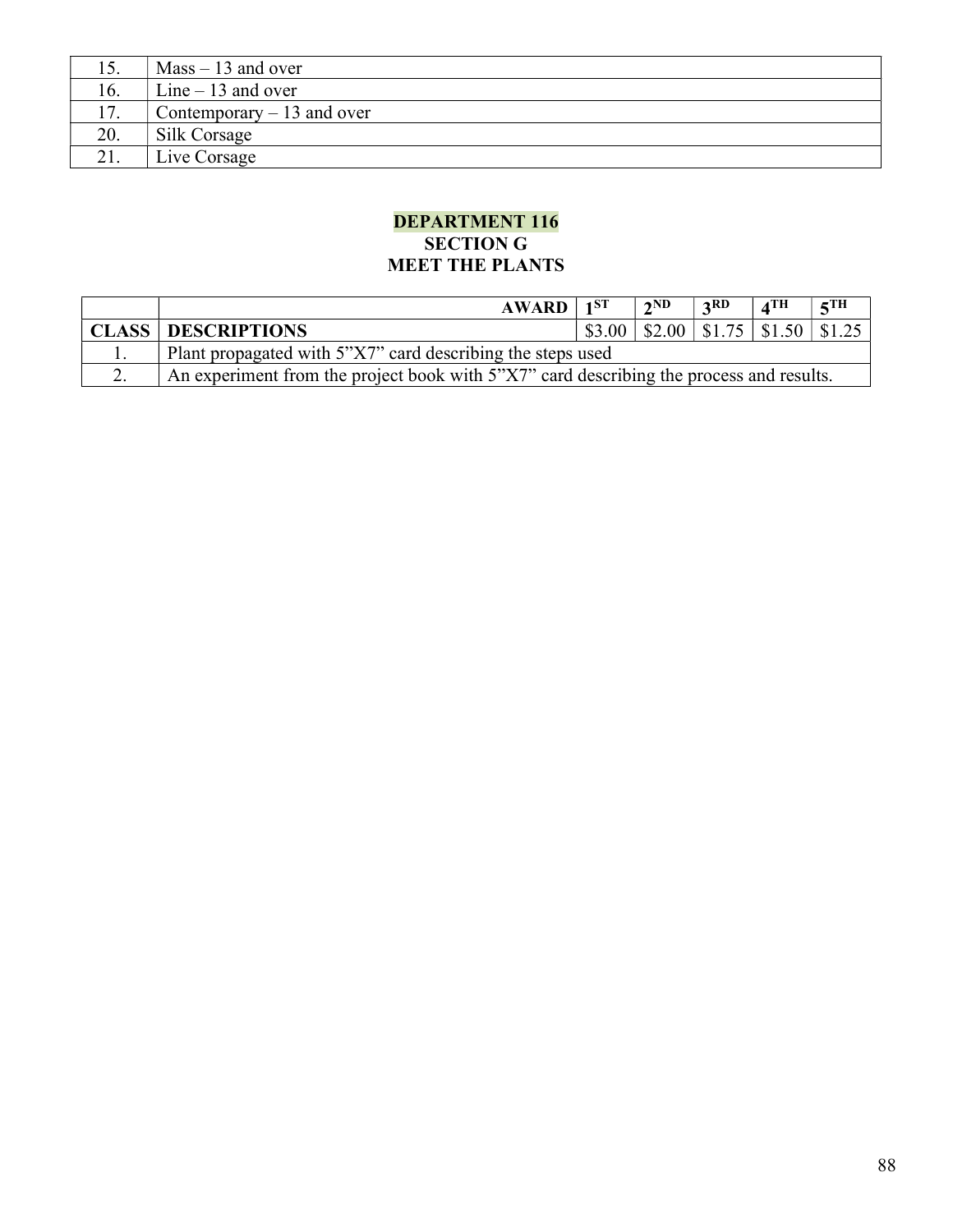| | |
|---|---|
| 15. | Mass – 13 and over |
| 16. | Line – 13 and over |
| 17. | Contemporary – 13 and over |
| 20. | Silk Corsage |
| 21. | Live Corsage |

## DEPARTMENT 116
### SECTION G
### MEET THE PLANTS

| | **AWARD** | **1ST** | **2ND** | **3RD** | **4TH** | **5TH** |
|---|---|---|---|---|---|---|
| **CLASS** | **DESCRIPTIONS** | $3.00 | $2.00 | $1.75 | $1.50 | $1.25 |
| 1. | Plant propagated with 5"X7" card describing the steps used | | | | | |
| 2. | An experiment from the project book with 5"X7" card describing the process and results. | | | | | |